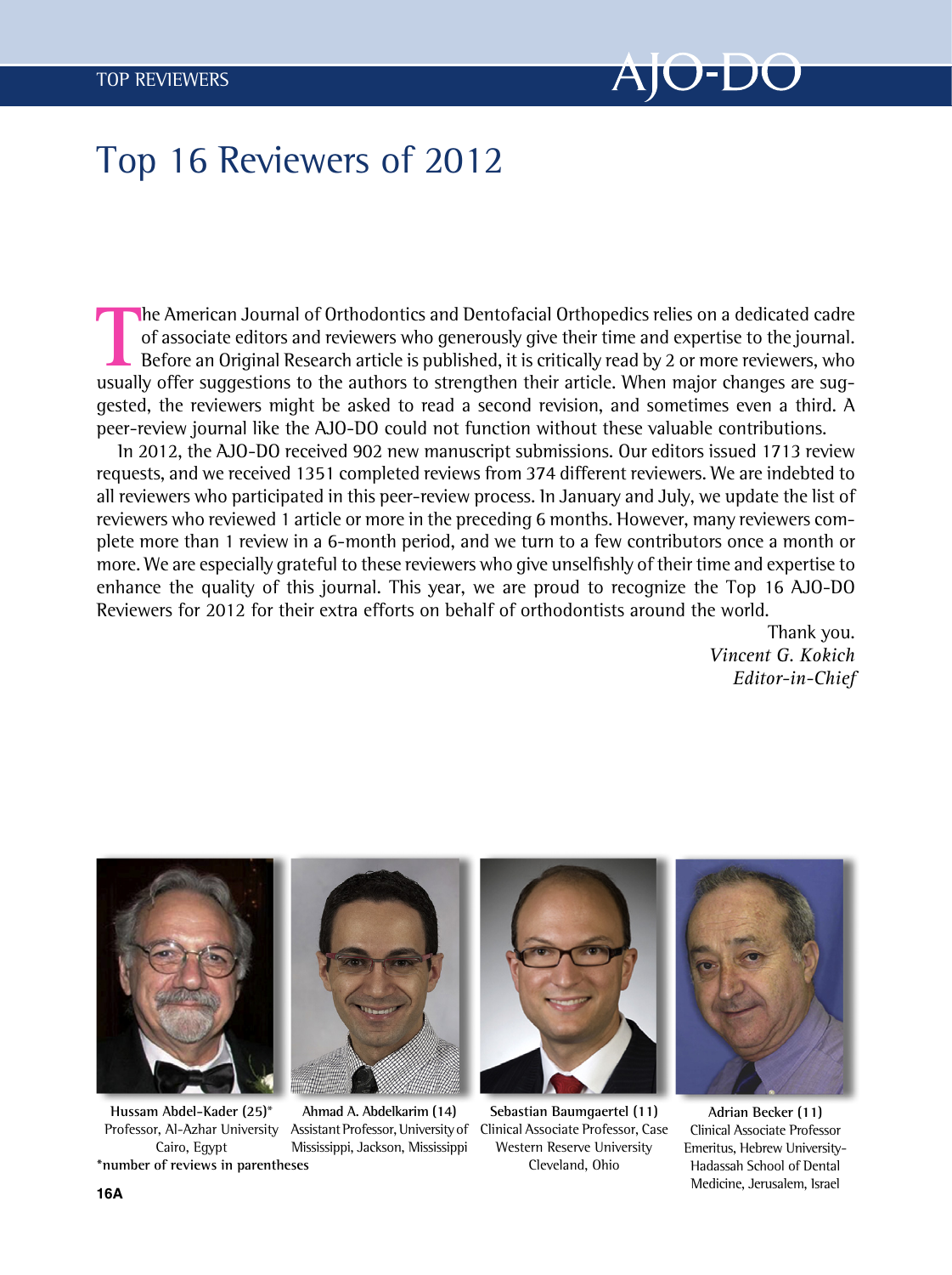# Top 16 Reviewers of 2012

The American Journal of Orthodontics and Dentofacial Orthopedics relies on a dedicated cadre of associate editors and reviewers who generously give their time and expertise to the journal. Before an Original Research article is published, it is critically read by 2 or more reviewers, who usually offer suggestions to the authors to strengthen their article. When major changes are suggested, the reviewers might be asked to read a second revision, and sometimes even a third. A peer-review journal like the AJO-DO could not function without these valuable contributions.

In 2012, the AJO-DO received 902 new manuscript submissions. Our editors issued 1713 review requests, and we received 1351 completed reviews from 374 different reviewers. We are indebted to all reviewers who participated in this peer-review process. In January and July, we update the list of reviewers who reviewed 1 article or more in the preceding 6 months. However, many reviewers complete more than 1 review in a 6-month period, and we turn to a few contributors once a month or more. We are especially grateful to these reviewers who give unselfishly of their time and expertise to enhance the quality of this journal. This year, we are proud to recognize the Top 16 AJO-DO Reviewers for 2012 for their extra efforts on behalf of orthodontists around the world.

Thank you.
*Vincent G. Kokich*
*Editor-in-Chief*

**Hussam Abdel-Kader (25)***
Professor, Al-Azhar University
Cairo, Egypt

**Ahmad A. Abdelkarim (14)**
Assistant Professor, University of Mississippi, Jackson, Mississippi

**Sebastian Baumgaertel (11)**
Clinical Associate Professor, Case Western Reserve University
Cleveland, Ohio

**Adrian Becker (11)**
Clinical Associate Professor Emeritus, Hebrew University-Hadassah School of Dental Medicine, Jerusalem, Israel

**\*number of reviews in parentheses**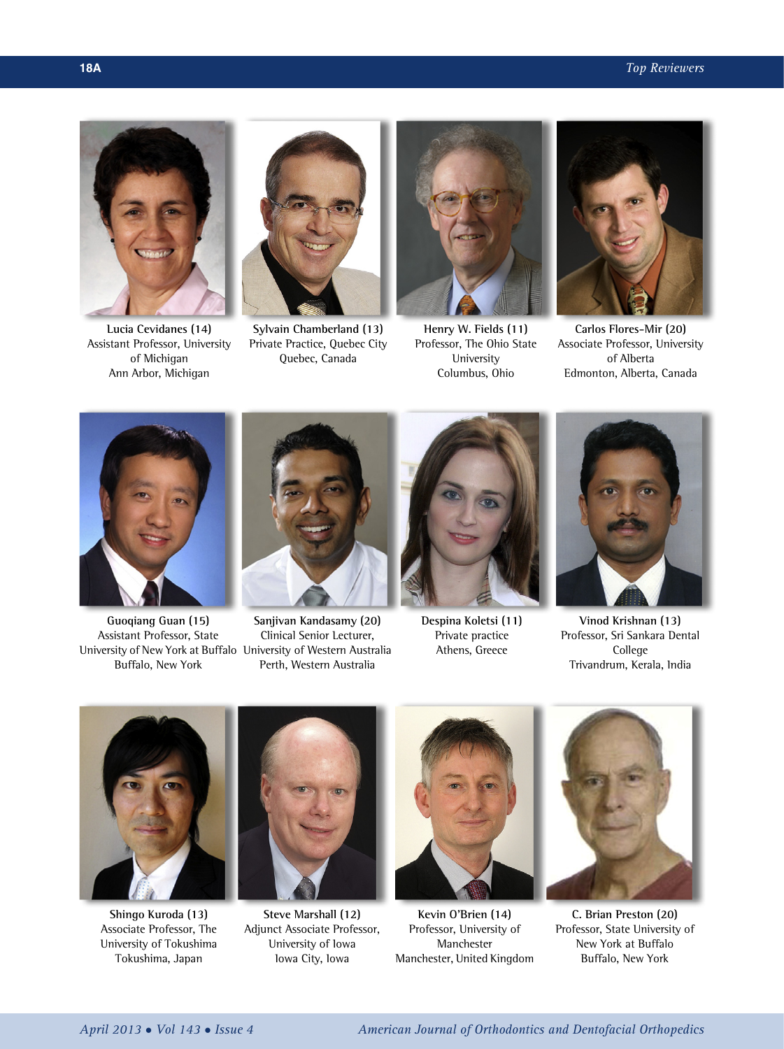**Lucia Cevidanes (14)**
Assistant Professor, University of Michigan
Ann Arbor, Michigan

**Sylvain Chamberland (13)**
Private Practice, Quebec City
Quebec, Canada

**Henry W. Fields (11)**
Professor, The Ohio State University
Columbus, Ohio

**Carlos Flores-Mir (20)**
Associate Professor, University of Alberta
Edmonton, Alberta, Canada

**Guoqiang Guan (15)**
Assistant Professor, State University of New York at Buffalo
Buffalo, New York

**Sanjivan Kandasamy (20)**
Clinical Senior Lecturer, University of Western Australia
Perth, Western Australia

**Despina Koletsi (11)**
Private practice
Athens, Greece

**Vinod Krishnan (13)**
Professor, Sri Sankara Dental College
Trivandrum, Kerala, India

**Shingo Kuroda (13)**
Associate Professor, The University of Tokushima
Tokushima, Japan

**Steve Marshall (12)**
Adjunct Associate Professor, University of Iowa
Iowa City, Iowa

**Kevin O'Brien (14)**
Professor, University of Manchester
Manchester, United Kingdom

**C. Brian Preston (20)**
Professor, State University of New York at Buffalo
Buffalo, New York